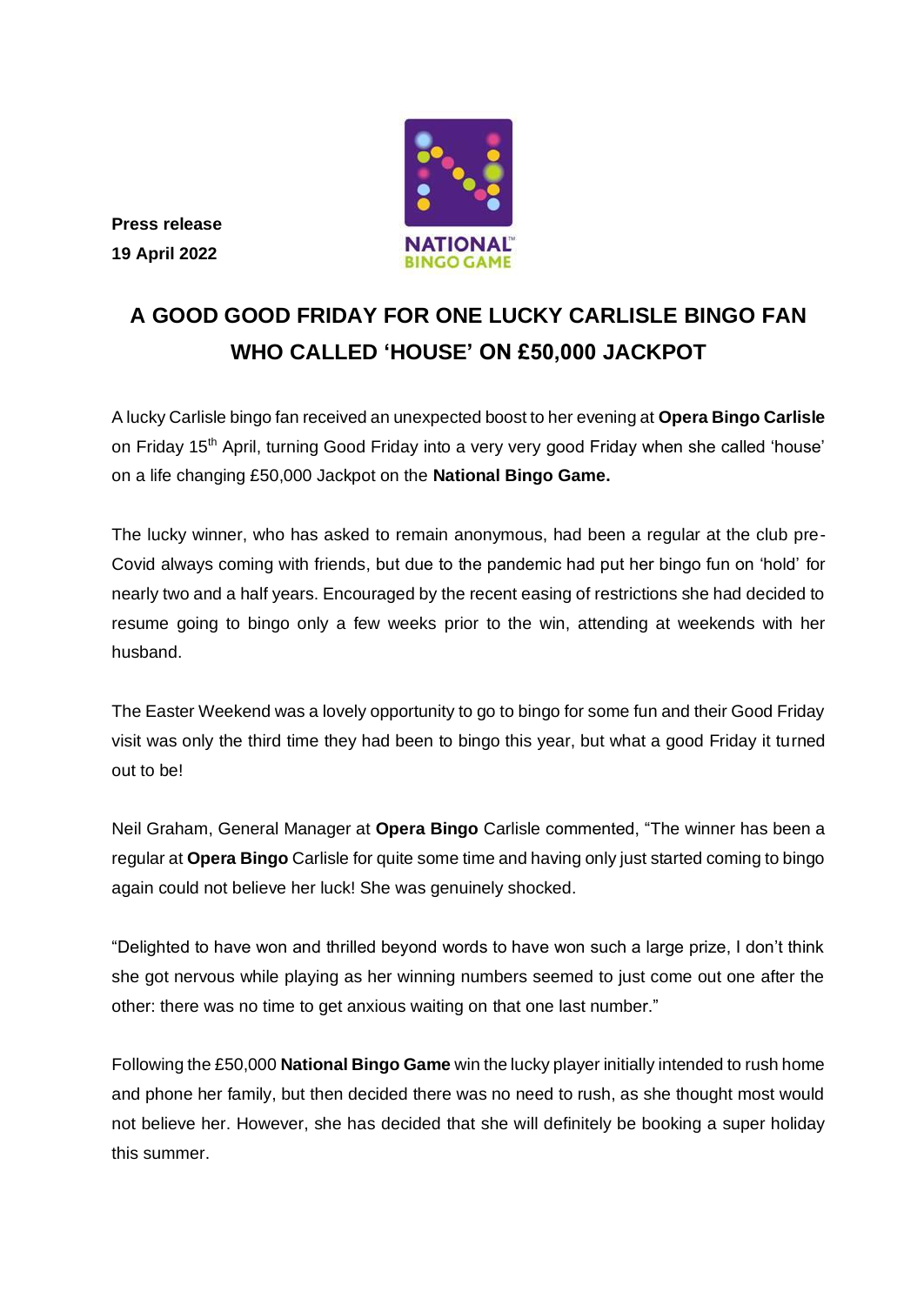**Press release**
**19 April 2022**

NATIONAL BINGO GAME

# A GOOD GOOD FRIDAY FOR ONE LUCKY CARLISLE BINGO FAN WHO CALLED 'HOUSE' ON £50,000 JACKPOT

A lucky Carlisle bingo fan received an unexpected boost to her evening at **Opera Bingo Carlisle** on Friday 15th April, turning Good Friday into a very very good Friday when she called 'house' on a life changing £50,000 Jackpot on the **National Bingo Game.**

The lucky winner, who has asked to remain anonymous, had been a regular at the club pre-Covid always coming with friends, but due to the pandemic had put her bingo fun on 'hold' for nearly two and a half years. Encouraged by the recent easing of restrictions she had decided to resume going to bingo only a few weeks prior to the win, attending at weekends with her husband.

The Easter Weekend was a lovely opportunity to go to bingo for some fun and their Good Friday visit was only the third time they had been to bingo this year, but what a good Friday it turned out to be!

Neil Graham, General Manager at **Opera Bingo** Carlisle commented, "The winner has been a regular at **Opera Bingo** Carlisle for quite some time and having only just started coming to bingo again could not believe her luck! She was genuinely shocked.

"Delighted to have won and thrilled beyond words to have won such a large prize, I don't think she got nervous while playing as her winning numbers seemed to just come out one after the other: there was no time to get anxious waiting on that one last number."

Following the £50,000 **National Bingo Game** win the lucky player initially intended to rush home and phone her family, but then decided there was no need to rush, as she thought most would not believe her. However, she has decided that she will definitely be booking a super holiday this summer.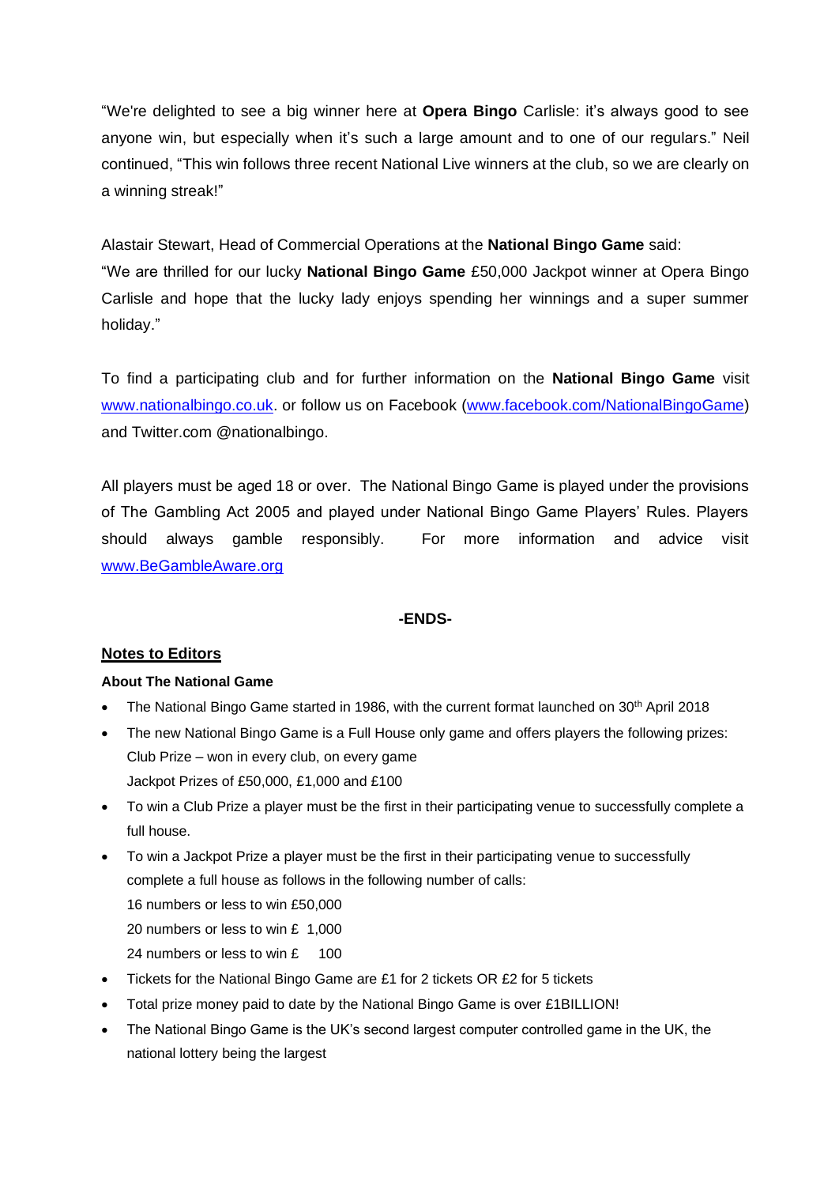"We're delighted to see a big winner here at **Opera Bingo** Carlisle: it's always good to see anyone win, but especially when it's such a large amount and to one of our regulars." Neil continued, "This win follows three recent National Live winners at the club, so we are clearly on a winning streak!"

Alastair Stewart, Head of Commercial Operations at the **National Bingo Game** said:
"We are thrilled for our lucky **National Bingo Game** £50,000 Jackpot winner at Opera Bingo Carlisle and hope that the lucky lady enjoys spending her winnings and a super summer holiday."

To find a participating club and for further information on the **National Bingo Game** visit www.nationalbingo.co.uk. or follow us on Facebook (www.facebook.com/NationalBingoGame) and Twitter.com @nationalbingo.

All players must be aged 18 or over. The National Bingo Game is played under the provisions of The Gambling Act 2005 and played under National Bingo Game Players' Rules. Players should always gamble responsibly. For more information and advice visit www.BeGambleAware.org

**-ENDS-**

## Notes to Editors

**About The National Game**

- The National Bingo Game started in 1986, with the current format launched on 30th April 2018
- The new National Bingo Game is a Full House only game and offers players the following prizes:
  Club Prize – won in every club, on every game
  Jackpot Prizes of £50,000, £1,000 and £100
- To win a Club Prize a player must be the first in their participating venue to successfully complete a full house.
- To win a Jackpot Prize a player must be the first in their participating venue to successfully complete a full house as follows in the following number of calls:
  16 numbers or less to win £50,000
  20 numbers or less to win £ 1,000
  24 numbers or less to win £ 100
- Tickets for the National Bingo Game are £1 for 2 tickets OR £2 for 5 tickets
- Total prize money paid to date by the National Bingo Game is over £1BILLION!
- The National Bingo Game is the UK's second largest computer controlled game in the UK, the national lottery being the largest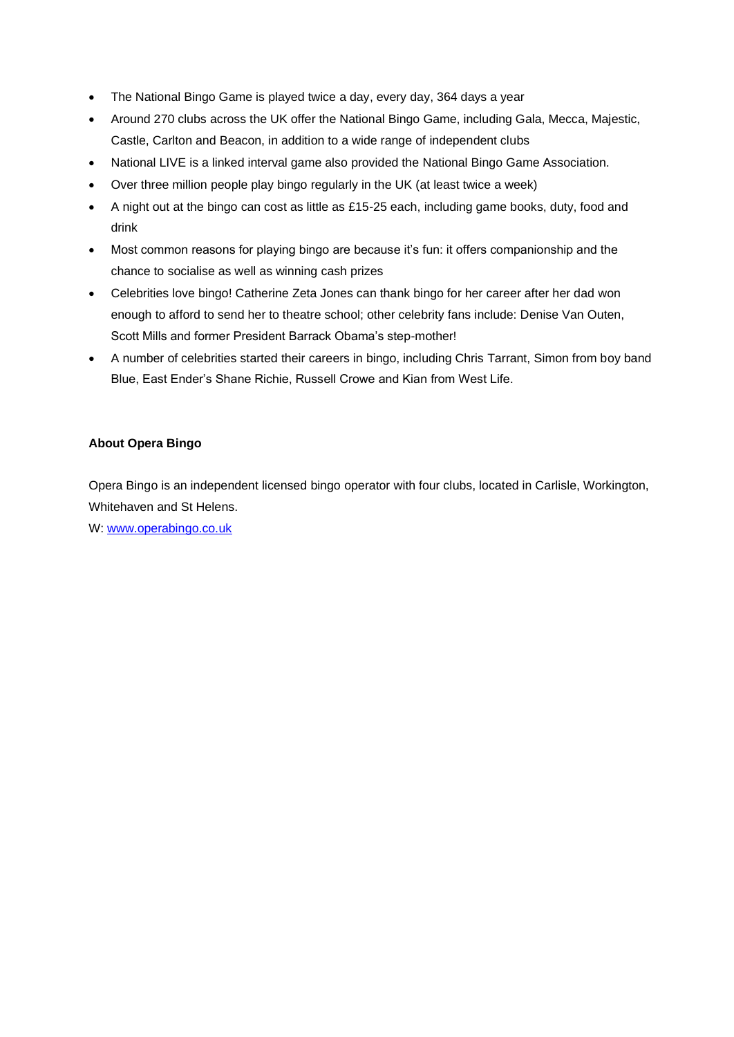- The National Bingo Game is played twice a day, every day, 364 days a year
- Around 270 clubs across the UK offer the National Bingo Game, including Gala, Mecca, Majestic, Castle, Carlton and Beacon, in addition to a wide range of independent clubs
- National LIVE is a linked interval game also provided the National Bingo Game Association.
- Over three million people play bingo regularly in the UK (at least twice a week)
- A night out at the bingo can cost as little as £15-25 each, including game books, duty, food and drink
- Most common reasons for playing bingo are because it's fun: it offers companionship and the chance to socialise as well as winning cash prizes
- Celebrities love bingo! Catherine Zeta Jones can thank bingo for her career after her dad won enough to afford to send her to theatre school; other celebrity fans include: Denise Van Outen, Scott Mills and former President Barrack Obama's step-mother!
- A number of celebrities started their careers in bingo, including Chris Tarrant, Simon from boy band Blue, East Ender's Shane Richie, Russell Crowe and Kian from West Life.

**About Opera Bingo**

Opera Bingo is an independent licensed bingo operator with four clubs, located in Carlisle, Workington, Whitehaven and St Helens.

W: [www.operabingo.co.uk](http://www.operabingo.co.uk)